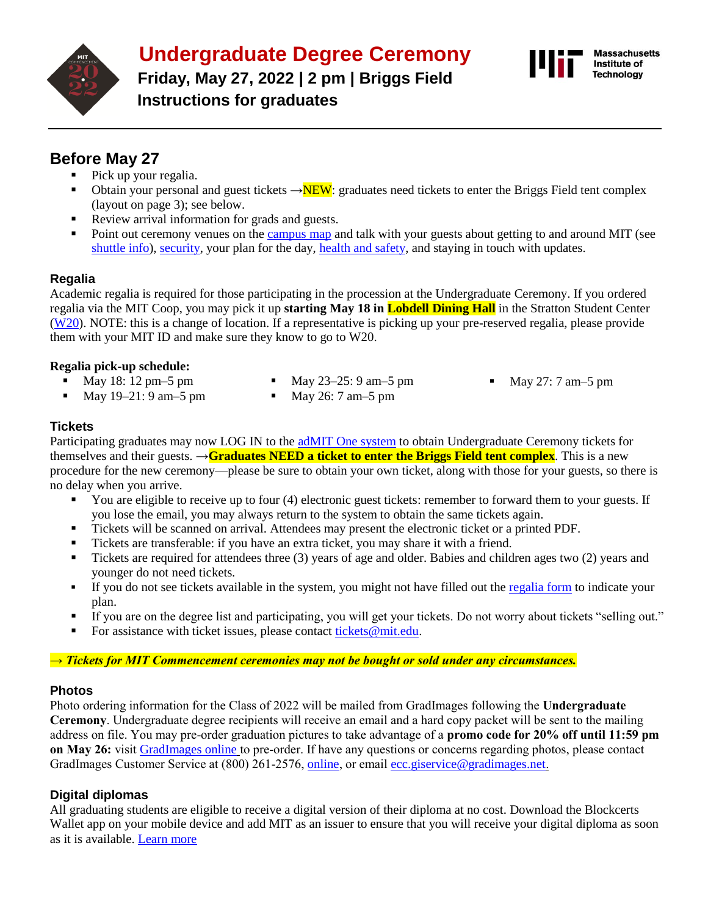# Undergraduate Degree Ceremony

**Friday, May 27, 2022 | 2 pm | Briggs Field**

**Instructions for graduates**

## Before May 27

- Pick up your regalia.
- Obtain your personal and guest tickets →NEW: graduates need tickets to enter the Briggs Field tent complex (layout on page 3); see below.
- Review arrival information for grads and guests.
- Point out ceremony venues on the campus map and talk with your guests about getting to and around MIT (see shuttle info), security, your plan for the day, health and safety, and staying in touch with updates.

### Regalia

Academic regalia is required for those participating in the procession at the Undergraduate Ceremony. If you ordered regalia via the MIT Coop, you may pick it up **starting May 18 in Lobdell Dining Hall** in the Stratton Student Center (W20). NOTE: this is a change of location. If a representative is picking up your pre-reserved regalia, please provide them with your MIT ID and make sure they know to go to W20.

**Regalia pick-up schedule:**

- May 18: 12 pm–5 pm
- May 19–21: 9 am–5 pm
- May 23–25: 9 am–5 pm
- May 26: 7 am–5 pm
- May 27: 7 am–5 pm

### Tickets

Participating graduates may now LOG IN to the adMIT One system to obtain Undergraduate Ceremony tickets for themselves and their guests. →**Graduates NEED a ticket to enter the Briggs Field tent complex**. This is a new procedure for the new ceremony—please be sure to obtain your own ticket, along with those for your guests, so there is no delay when you arrive.

- You are eligible to receive up to four (4) electronic guest tickets: remember to forward them to your guests. If you lose the email, you may always return to the system to obtain the same tickets again.
- Tickets will be scanned on arrival. Attendees may present the electronic ticket or a printed PDF.
- Tickets are transferable: if you have an extra ticket, you may share it with a friend.
- Tickets are required for attendees three (3) years of age and older. Babies and children ages two (2) years and younger do not need tickets.
- If you do not see tickets available in the system, you might not have filled out the regalia form to indicate your plan.
- If you are on the degree list and participating, you will get your tickets. Do not worry about tickets "selling out."
- For assistance with ticket issues, please contact tickets@mit.edu.

***→ Tickets for MIT Commencement ceremonies may not be bought or sold under any circumstances.***

### Photos

Photo ordering information for the Class of 2022 will be mailed from GradImages following the **Undergraduate Ceremony**. Undergraduate degree recipients will receive an email and a hard copy packet will be sent to the mailing address on file. You may pre-order graduation pictures to take advantage of a **promo code for 20% off until 11:59 pm on May 26:** visit GradImages online to pre-order. If have any questions or concerns regarding photos, please contact GradImages Customer Service at (800) 261-2576, online, or email ecc.giservice@gradimages.net.

### Digital diplomas

All graduating students are eligible to receive a digital version of their diploma at no cost. Download the Blockcerts Wallet app on your mobile device and add MIT as an issuer to ensure that you will receive your digital diploma as soon as it is available. Learn more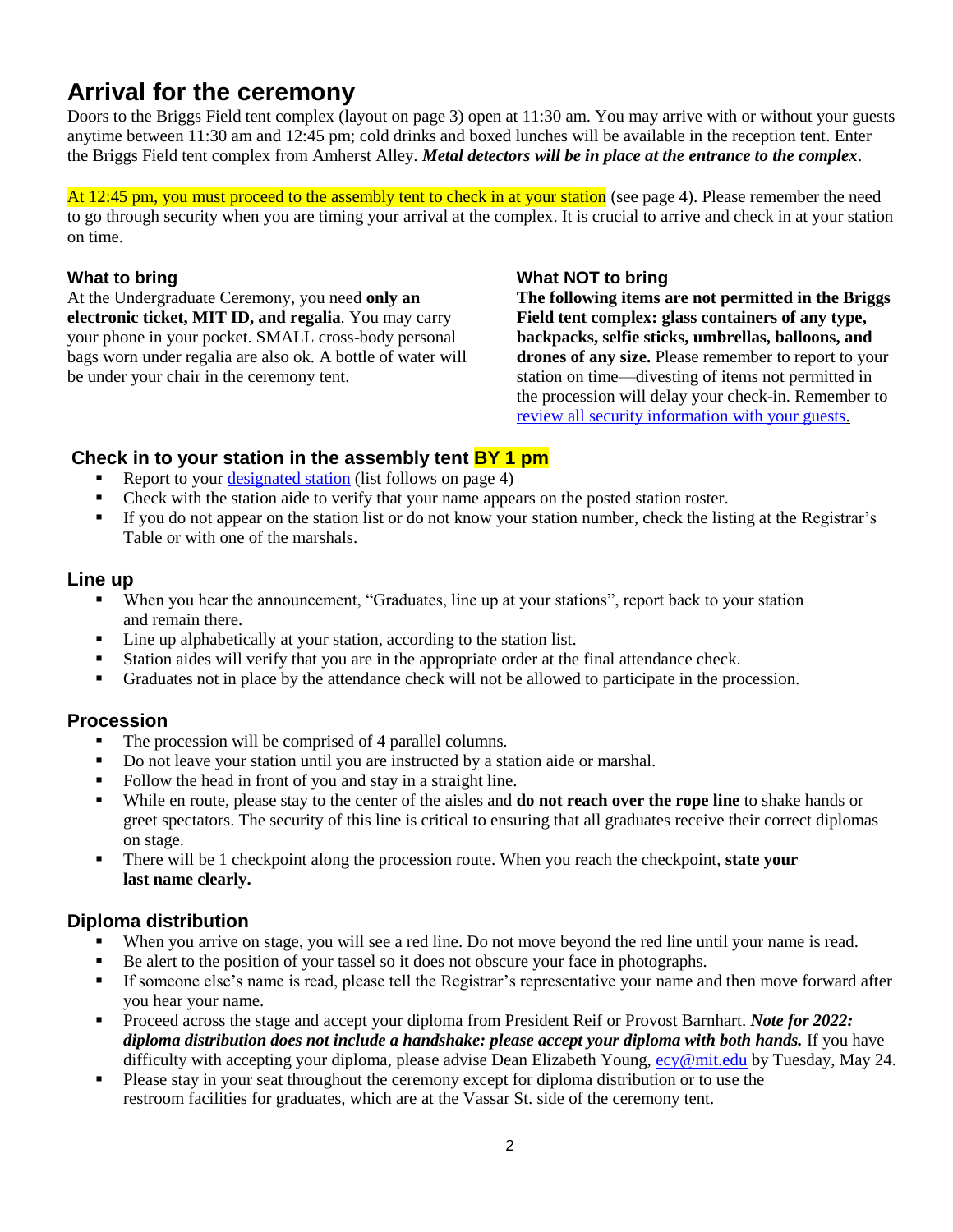# Arrival for the ceremony

Doors to the Briggs Field tent complex (layout on page 3) open at 11:30 am. You may arrive with or without your guests anytime between 11:30 am and 12:45 pm; cold drinks and boxed lunches will be available in the reception tent. Enter the Briggs Field tent complex from Amherst Alley. ***Metal detectors will be in place at the entrance to the complex***.

At 12:45 pm, you must proceed to the assembly tent to check in at your station (see page 4). Please remember the need to go through security when you are timing your arrival at the complex. It is crucial to arrive and check in at your station on time.

### What to bring

At the Undergraduate Ceremony, you need **only an electronic ticket, MIT ID, and regalia**. You may carry your phone in your pocket. SMALL cross-body personal bags worn under regalia are also ok. A bottle of water will be under your chair in the ceremony tent.

### What NOT to bring

**The following items are not permitted in the Briggs Field tent complex: glass containers of any type, backpacks, selfie sticks, umbrellas, balloons, and drones of any size.** Please remember to report to your station on time—divesting of items not permitted in the procession will delay your check-in. Remember to review all security information with your guests.

## Check in to your station in the assembly tent **BY 1 pm**

- Report to your designated station (list follows on page 4)
- Check with the station aide to verify that your name appears on the posted station roster.
- If you do not appear on the station list or do not know your station number, check the listing at the Registrar's Table or with one of the marshals.

## Line up

- When you hear the announcement, "Graduates, line up at your stations", report back to your station and remain there.
- Line up alphabetically at your station, according to the station list.
- Station aides will verify that you are in the appropriate order at the final attendance check.
- Graduates not in place by the attendance check will not be allowed to participate in the procession.

## Procession

- The procession will be comprised of 4 parallel columns.
- Do not leave your station until you are instructed by a station aide or marshal.
- Follow the head in front of you and stay in a straight line.
- While en route, please stay to the center of the aisles and **do not reach over the rope line** to shake hands or greet spectators. The security of this line is critical to ensuring that all graduates receive their correct diplomas on stage.
- There will be 1 checkpoint along the procession route. When you reach the checkpoint, **state your last name clearly.**

## Diploma distribution

- When you arrive on stage, you will see a red line. Do not move beyond the red line until your name is read.
- Be alert to the position of your tassel so it does not obscure your face in photographs.
- If someone else's name is read, please tell the Registrar's representative your name and then move forward after you hear your name.
- Proceed across the stage and accept your diploma from President Reif or Provost Barnhart. ***Note for 2022: diploma distribution does not include a handshake: please accept your diploma with both hands.*** If you have difficulty with accepting your diploma, please advise Dean Elizabeth Young, ecy@mit.edu by Tuesday, May 24.
- Please stay in your seat throughout the ceremony except for diploma distribution or to use the restroom facilities for graduates, which are at the Vassar St. side of the ceremony tent.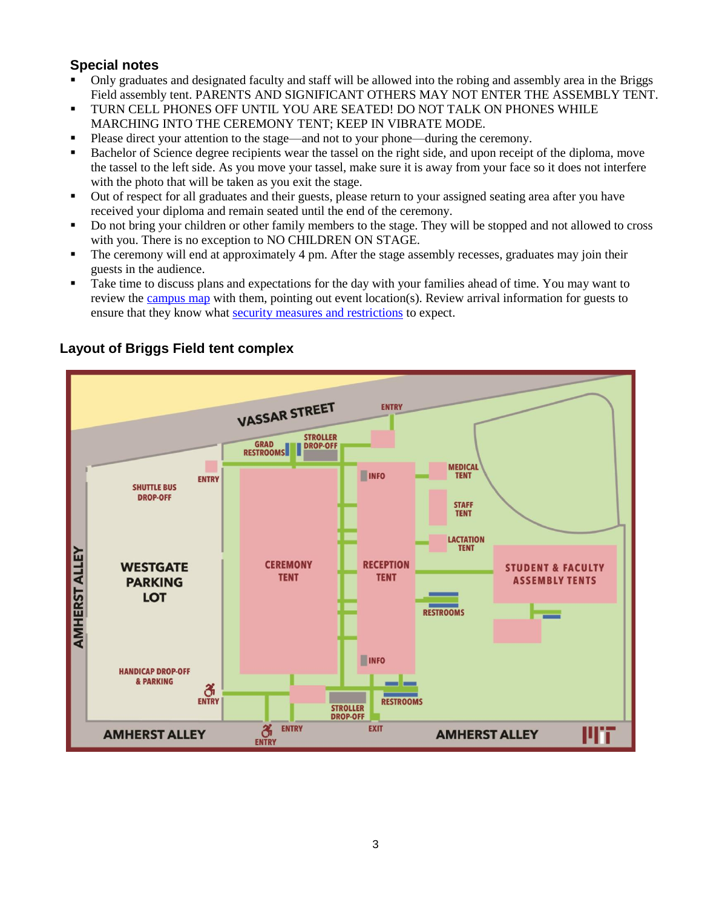## Special notes

- Only graduates and designated faculty and staff will be allowed into the robing and assembly area in the Briggs Field assembly tent. PARENTS AND SIGNIFICANT OTHERS MAY NOT ENTER THE ASSEMBLY TENT.
- TURN CELL PHONES OFF UNTIL YOU ARE SEATED! DO NOT TALK ON PHONES WHILE MARCHING INTO THE CEREMONY TENT; KEEP IN VIBRATE MODE.
- Please direct your attention to the stage—and not to your phone—during the ceremony.
- Bachelor of Science degree recipients wear the tassel on the right side, and upon receipt of the diploma, move the tassel to the left side. As you move your tassel, make sure it is away from your face so it does not interfere with the photo that will be taken as you exit the stage.
- Out of respect for all graduates and their guests, please return to your assigned seating area after you have received your diploma and remain seated until the end of the ceremony.
- Do not bring your children or other family members to the stage. They will be stopped and not allowed to cross with you. There is no exception to NO CHILDREN ON STAGE.
- The ceremony will end at approximately 4 pm. After the stage assembly recesses, graduates may join their guests in the audience.
- Take time to discuss plans and expectations for the day with your families ahead of time. You may want to review the campus map with them, pointing out event location(s). Review arrival information for guests to ensure that they know what security measures and restrictions to expect.

## Layout of Briggs Field tent complex

VASSAR STREET — ENTRY — GRAD RESTROOMS — STROLLER DROP-OFF — ENTRY — SHUTTLE BUS DROP-OFF — WESTGATE PARKING LOT — CEREMONY TENT — INFO — RECEPTION TENT — INFO — MEDICAL TENT — STAFF TENT — LACTATION TENT — STUDENT & FACULTY ASSEMBLY TENTS — RESTROOMS — HANDICAP DROP-OFF & PARKING — ENTRY — STROLLER DROP-OFF — RESTROOMS — ENTRY — EXIT — AMHERST ALLEY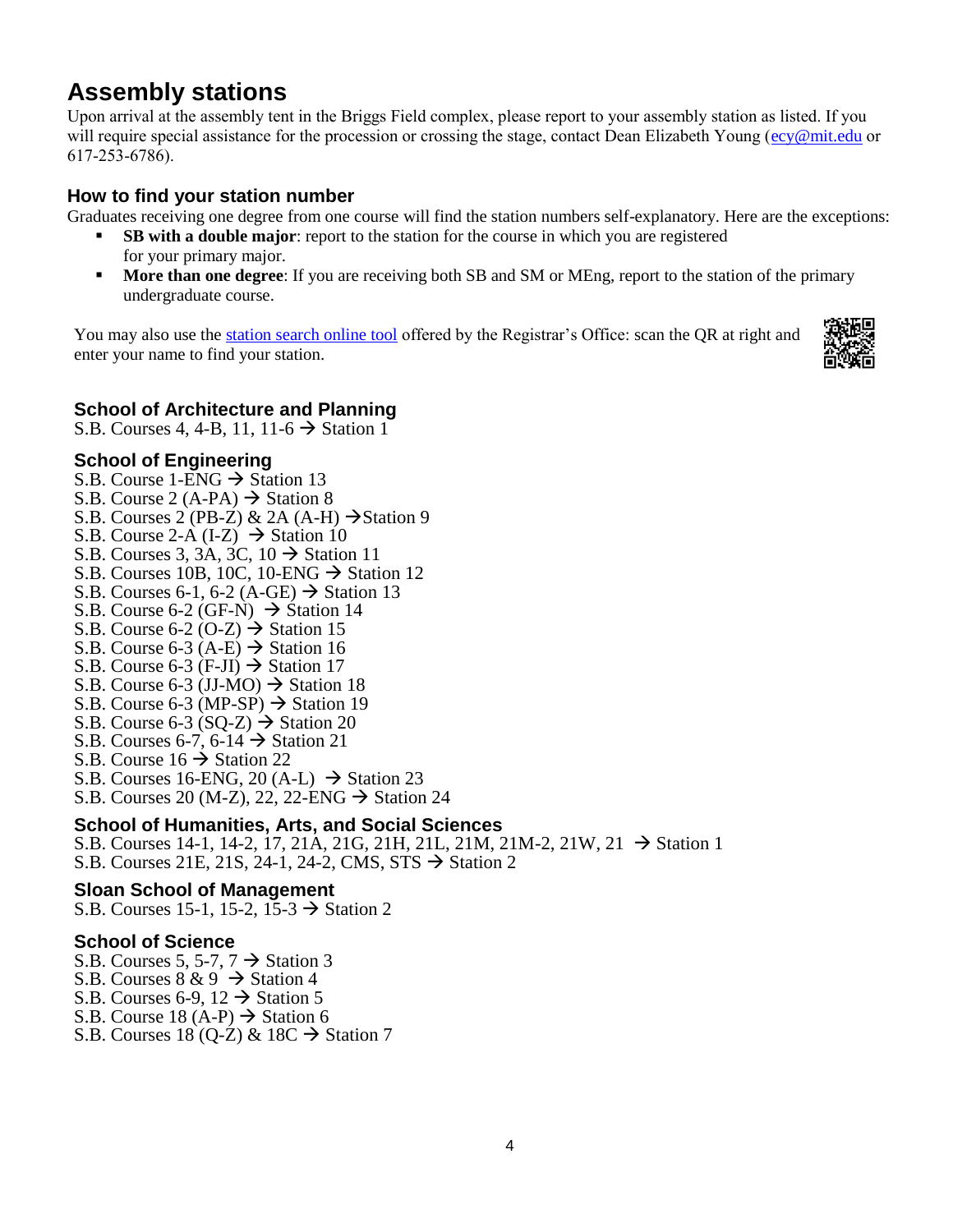# Assembly stations

Upon arrival at the assembly tent in the Briggs Field complex, please report to your assembly station as listed. If you will require special assistance for the procession or crossing the stage, contact Dean Elizabeth Young (ecy@mit.edu or 617-253-6786).

## How to find your station number

Graduates receiving one degree from one course will find the station numbers self-explanatory. Here are the exceptions:

- **SB with a double major**: report to the station for the course in which you are registered for your primary major.
- **More than one degree**: If you are receiving both SB and SM or MEng, report to the station of the primary undergraduate course.

You may also use the station search online tool offered by the Registrar's Office: scan the QR at right and enter your name to find your station.

### School of Architecture and Planning

S.B. Courses 4, 4-B, 11, 11-6 → Station 1

### School of Engineering

S.B. Course 1-ENG → Station 13
S.B. Course 2 (A-PA) → Station 8
S.B. Courses 2 (PB-Z) & 2A (A-H) →Station 9
S.B. Course 2-A (I-Z) → Station 10
S.B. Courses 3, 3A, 3C, 10 → Station 11
S.B. Courses 10B, 10C, 10-ENG → Station 12
S.B. Courses 6-1, 6-2 (A-GE) → Station 13
S.B. Course 6-2 (GF-N) → Station 14
S.B. Course 6-2 (O-Z) → Station 15
S.B. Course 6-3 (A-E) → Station 16
S.B. Course 6-3 (F-JI) → Station 17
S.B. Course 6-3 (JJ-MO) → Station 18
S.B. Course 6-3 (MP-SP) → Station 19
S.B. Course 6-3 (SQ-Z) → Station 20
S.B. Courses 6-7, 6-14 → Station 21
S.B. Course 16 → Station 22
S.B. Courses 16-ENG, 20 (A-L) → Station 23
S.B. Courses 20 (M-Z), 22, 22-ENG → Station 24

### School of Humanities, Arts, and Social Sciences

S.B. Courses 14-1, 14-2, 17, 21A, 21G, 21H, 21L, 21M, 21M-2, 21W, 21 → Station 1
S.B. Courses 21E, 21S, 24-1, 24-2, CMS, STS → Station 2

### Sloan School of Management

S.B. Courses 15-1, 15-2, 15-3 → Station 2

### School of Science

S.B. Courses 5, 5-7, 7 → Station 3
S.B. Courses 8 & 9 → Station 4
S.B. Courses 6-9, 12 → Station 5
S.B. Course 18 (A-P) → Station 6
S.B. Courses 18 (Q-Z) & 18C → Station 7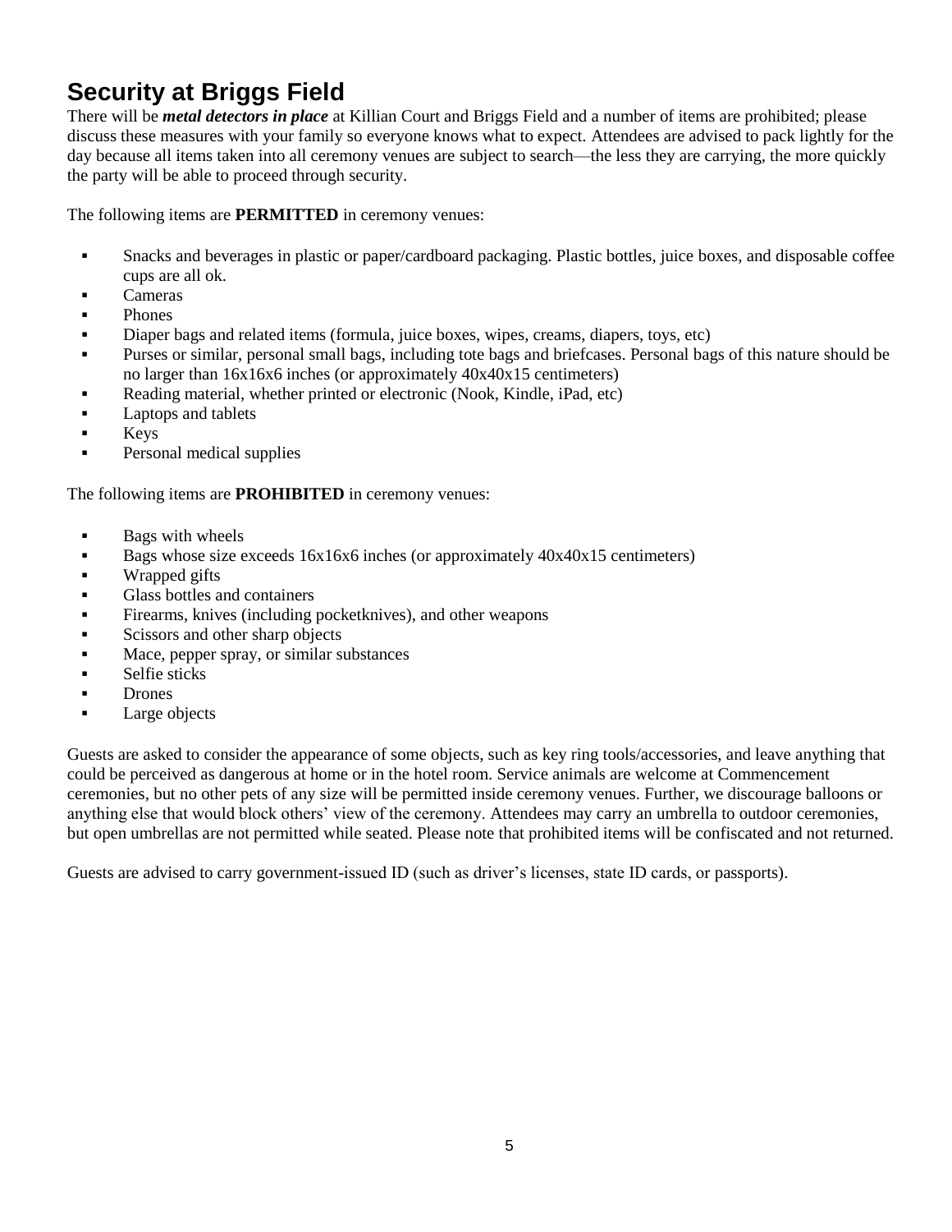## Security at Briggs Field

There will be ***metal detectors in place*** at Killian Court and Briggs Field and a number of items are prohibited; please discuss these measures with your family so everyone knows what to expect. Attendees are advised to pack lightly for the day because all items taken into all ceremony venues are subject to search—the less they are carrying, the more quickly the party will be able to proceed through security.

The following items are **PERMITTED** in ceremony venues:

- Snacks and beverages in plastic or paper/cardboard packaging. Plastic bottles, juice boxes, and disposable coffee cups are all ok.
- Cameras
- Phones
- Diaper bags and related items (formula, juice boxes, wipes, creams, diapers, toys, etc)
- Purses or similar, personal small bags, including tote bags and briefcases. Personal bags of this nature should be no larger than 16x16x6 inches (or approximately 40x40x15 centimeters)
- Reading material, whether printed or electronic (Nook, Kindle, iPad, etc)
- Laptops and tablets
- Keys
- Personal medical supplies

The following items are **PROHIBITED** in ceremony venues:

- Bags with wheels
- Bags whose size exceeds 16x16x6 inches (or approximately 40x40x15 centimeters)
- Wrapped gifts
- Glass bottles and containers
- Firearms, knives (including pocketknives), and other weapons
- Scissors and other sharp objects
- Mace, pepper spray, or similar substances
- Selfie sticks
- Drones
- Large objects

Guests are asked to consider the appearance of some objects, such as key ring tools/accessories, and leave anything that could be perceived as dangerous at home or in the hotel room. Service animals are welcome at Commencement ceremonies, but no other pets of any size will be permitted inside ceremony venues. Further, we discourage balloons or anything else that would block others' view of the ceremony. Attendees may carry an umbrella to outdoor ceremonies, but open umbrellas are not permitted while seated. Please note that prohibited items will be confiscated and not returned.

Guests are advised to carry government-issued ID (such as driver's licenses, state ID cards, or passports).